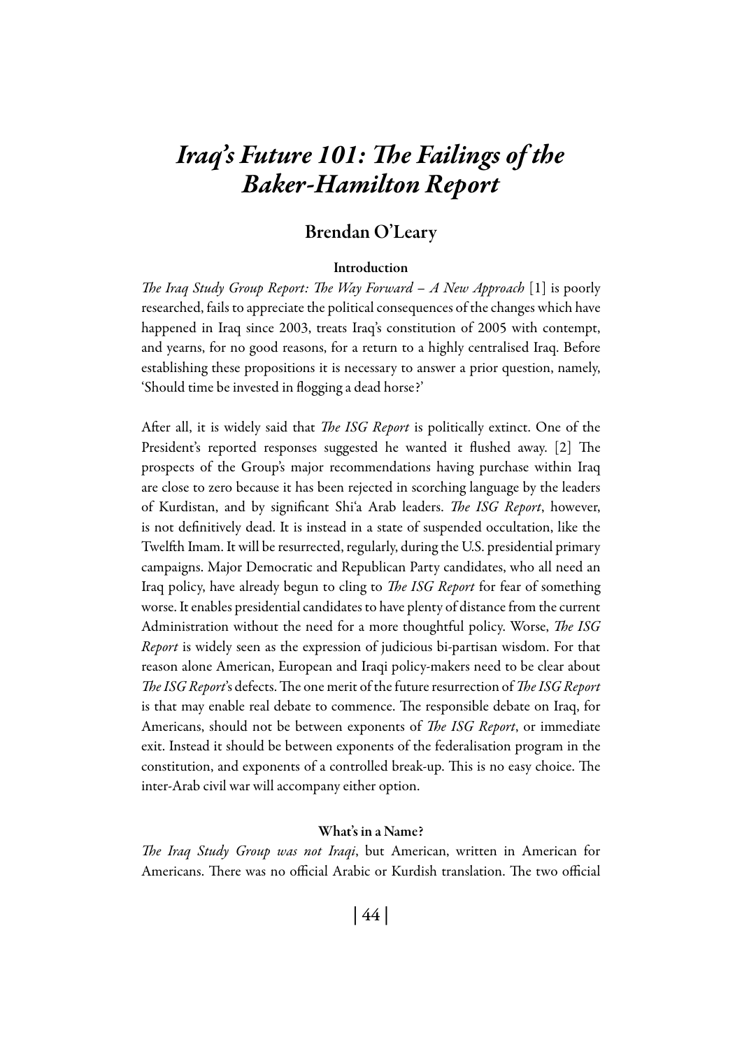# *Iraq's Future 101: The Failings of the Baker-Hamilton Report*

## Brendan O'Leary

### Introduction

*The Iraq Study Group Report: The Way Forward – A New Approach* [1] is poorly researched, fails to appreciate the political consequences of the changes which have happened in Iraq since 2003, treats Iraq's constitution of 2005 with contempt, and yearns, for no good reasons, for a return to a highly centralised Iraq. Before establishing these propositions it is necessary to answer a prior question, namely, 'Should time be invested in flogging a dead horse?'

After all, it is widely said that *The ISG Report* is politically extinct. One of the President's reported responses suggested he wanted it flushed away. [2] The prospects of the Group's major recommendations having purchase within Iraq are close to zero because it has been rejected in scorching language by the leaders of Kurdistan, and by significant Shi'a Arab leaders. *The ISG Report*, however, is not definitively dead. It is instead in a state of suspended occultation, like the Twelfth Imam. It will be resurrected, regularly, during the U.S. presidential primary campaigns. Major Democratic and Republican Party candidates, who all need an Iraq policy, have already begun to cling to *The ISG Report* for fear of something worse. It enables presidential candidates to have plenty of distance from the current Administration without the need for a more thoughtful policy. Worse, *The ISG Report* is widely seen as the expression of judicious bi-partisan wisdom. For that reason alone American, European and Iraqi policy-makers need to be clear about *The ISG Report*'s defects. The one merit of the future resurrection of *The ISG Report* is that may enable real debate to commence. The responsible debate on Iraq, for Americans, should not be between exponents of *The ISG Report*, or immediate exit. Instead it should be between exponents of the federalisation program in the constitution, and exponents of a controlled break-up. This is no easy choice. The inter-Arab civil war will accompany either option.

### What's in a Name?

*The Iraq Study Group was not Iraqi*, but American, written in American for Americans. There was no official Arabic or Kurdish translation. The two official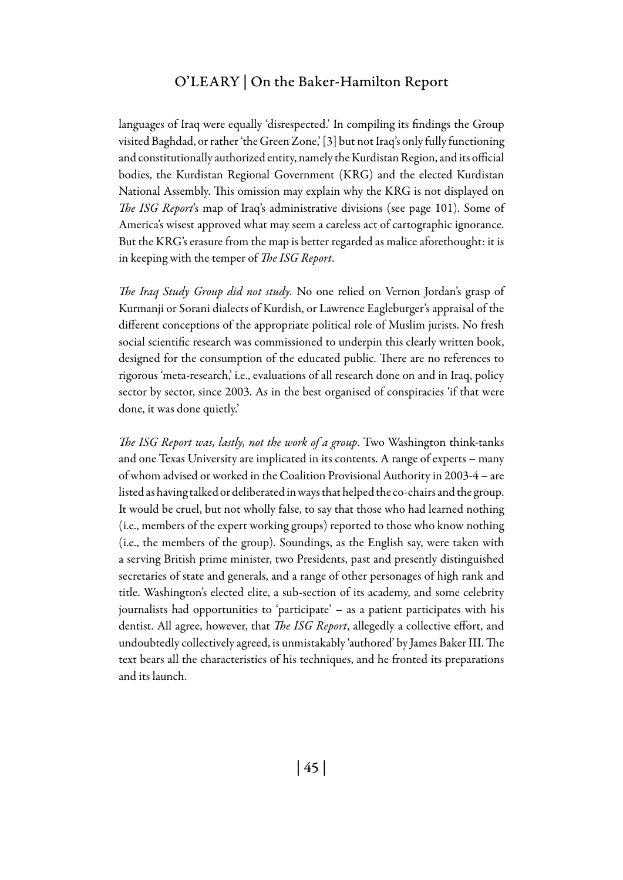languages of Iraq were equally 'disrespected.' In compiling its findings the Group visited Baghdad, or rather 'the Green Zone,' [3] but not Iraq's only fully functioning and constitutionally authorized entity, namely the Kurdistan Region, and its official bodies, the Kurdistan Regional Government (KRG) and the elected Kurdistan National Assembly. This omission may explain why the KRG is not displayed on *The ISG Report*'s map of Iraq's administrative divisions (see page 101). Some of America's wisest approved what may seem a careless act of cartographic ignorance. But the KRG's erasure from the map is better regarded as malice aforethought: it is in keeping with the temper of *The ISG Report*.

*The Iraq Study Group did not study.* No one relied on Vernon Jordan's grasp of Kurmanji or Sorani dialects of Kurdish, or Lawrence Eagleburger's appraisal of the different conceptions of the appropriate political role of Muslim jurists. No fresh social scientific research was commissioned to underpin this clearly written book, designed for the consumption of the educated public. There are no references to rigorous 'meta-research,' i.e., evaluations of all research done on and in Iraq, policy sector by sector, since 2003. As in the best organised of conspiracies 'if that were done, it was done quietly.'

*The ISG Report was, lastly, not the work of a group*. Two Washington think-tanks and one Texas University are implicated in its contents. A range of experts – many of whom advised or worked in the Coalition Provisional Authority in 2003-4 – are listed as having talked or deliberated in ways that helped the co-chairs and the group. It would be cruel, but not wholly false, to say that those who had learned nothing (i.e., members of the expert working groups) reported to those who know nothing (i.e., the members of the group). Soundings, as the English say, were taken with a serving British prime minister, two Presidents, past and presently distinguished secretaries of state and generals, and a range of other personages of high rank and title. Washington's elected elite, a sub-section of its academy, and some celebrity journalists had opportunities to 'participate' – as a patient participates with his dentist. All agree, however, that *The ISG Report*, allegedly a collective effort, and undoubtedly collectively agreed, is unmistakably 'authored' by James Baker III. The text bears all the characteristics of his techniques, and he fronted its preparations and its launch.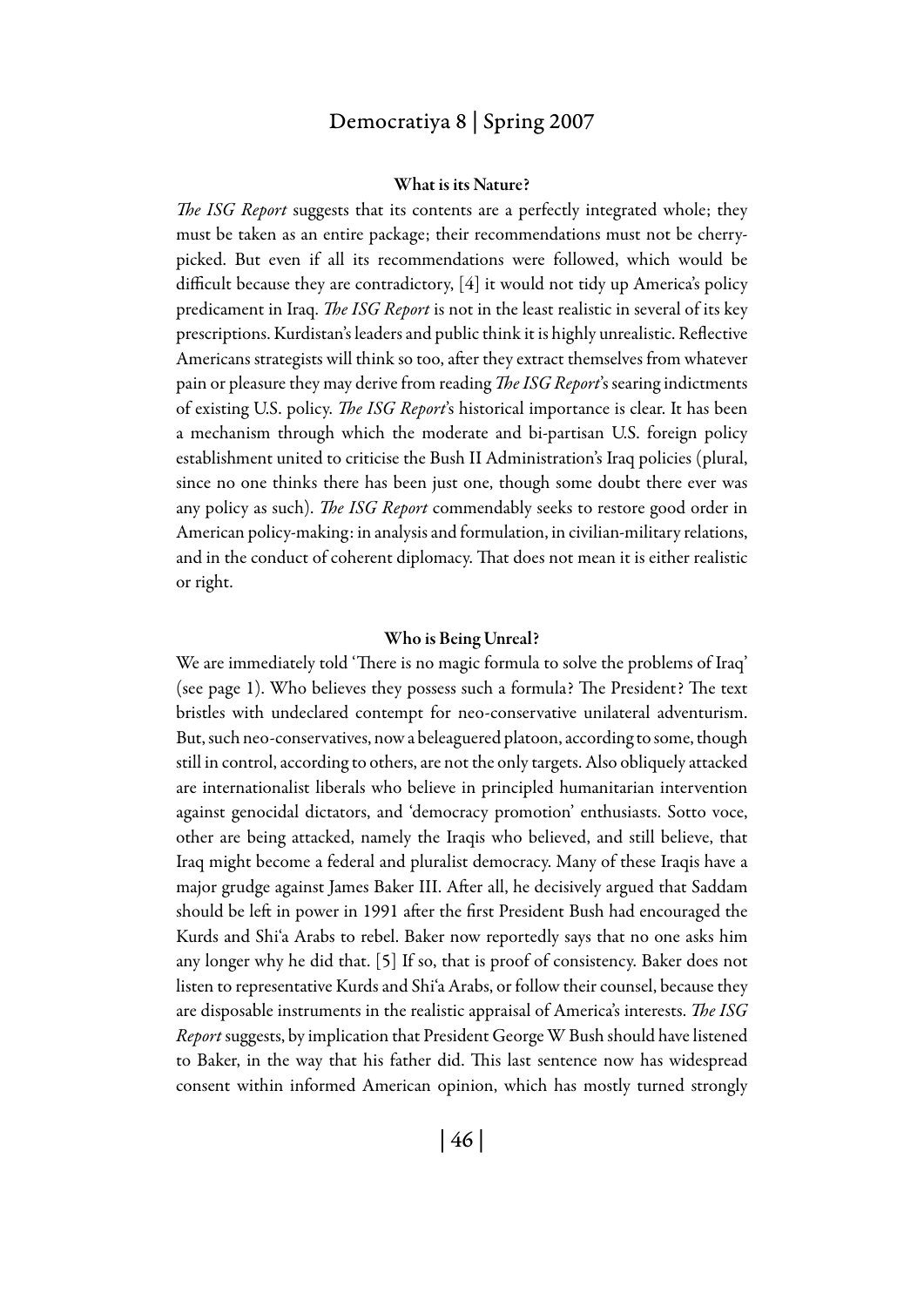### What is its Nature?

*The ISG Report* suggests that its contents are a perfectly integrated whole; they must be taken as an entire package; their recommendations must not be cherry-picked. But even if all its recommendations were followed, which would be difficult because they are contradictory, [4] it would not tidy up America's policy predicament in Iraq. *The ISG Report* is not in the least realistic in several of its key prescriptions. Kurdistan's leaders and public think it is highly unrealistic. Reflective Americans strategists will think so too, after they extract themselves from whatever pain or pleasure they may derive from reading *The ISG Report*'s searing indictments of existing U.S. policy. *The ISG Report*'s historical importance is clear. It has been a mechanism through which the moderate and bi-partisan U.S. foreign policy establishment united to criticise the Bush II Administration's Iraq policies (plural, since no one thinks there has been just one, though some doubt there ever was any policy as such). *The ISG Report* commendably seeks to restore good order in American policy-making: in analysis and formulation, in civilian-military relations, and in the conduct of coherent diplomacy. That does not mean it is either realistic or right.

### Who is Being Unreal?

We are immediately told 'There is no magic formula to solve the problems of Iraq' (see page 1). Who believes they possess such a formula? The President? The text bristles with undeclared contempt for neo-conservative unilateral adventurism. But, such neo-conservatives, now a beleaguered platoon, according to some, though still in control, according to others, are not the only targets. Also obliquely attacked are internationalist liberals who believe in principled humanitarian intervention against genocidal dictators, and 'democracy promotion' enthusiasts. Sotto voce, other are being attacked, namely the Iraqis who believed, and still believe, that Iraq might become a federal and pluralist democracy. Many of these Iraqis have a major grudge against James Baker III. After all, he decisively argued that Saddam should be left in power in 1991 after the first President Bush had encouraged the Kurds and Shi'a Arabs to rebel. Baker now reportedly says that no one asks him any longer why he did that. [5] If so, that is proof of consistency. Baker does not listen to representative Kurds and Shi'a Arabs, or follow their counsel, because they are disposable instruments in the realistic appraisal of America's interests. *The ISG Report* suggests, by implication that President George W Bush should have listened to Baker, in the way that his father did. This last sentence now has widespread consent within informed American opinion, which has mostly turned strongly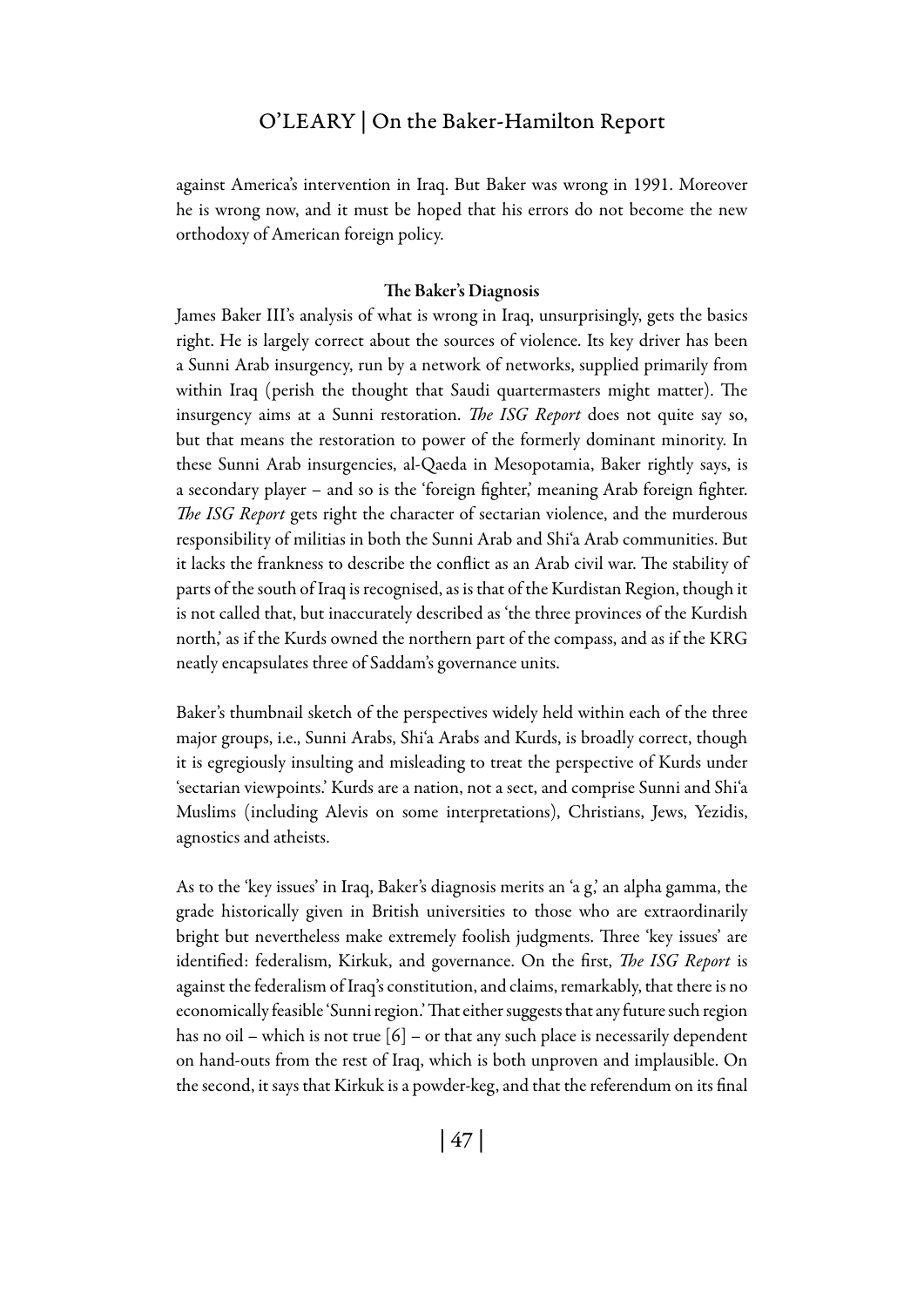against America's intervention in Iraq. But Baker was wrong in 1991. Moreover he is wrong now, and it must be hoped that his errors do not become the new orthodoxy of American foreign policy.

### The Baker's Diagnosis

James Baker III's analysis of what is wrong in Iraq, unsurprisingly, gets the basics right. He is largely correct about the sources of violence. Its key driver has been a Sunni Arab insurgency, run by a network of networks, supplied primarily from within Iraq (perish the thought that Saudi quartermasters might matter). The insurgency aims at a Sunni restoration. *The ISG Report* does not quite say so, but that means the restoration to power of the formerly dominant minority. In these Sunni Arab insurgencies, al-Qaeda in Mesopotamia, Baker rightly says, is a secondary player – and so is the 'foreign fighter,' meaning Arab foreign fighter. *The ISG Report* gets right the character of sectarian violence, and the murderous responsibility of militias in both the Sunni Arab and Shi'a Arab communities. But it lacks the frankness to describe the conflict as an Arab civil war. The stability of parts of the south of Iraq is recognised, as is that of the Kurdistan Region, though it is not called that, but inaccurately described as 'the three provinces of the Kurdish north,' as if the Kurds owned the northern part of the compass, and as if the KRG neatly encapsulates three of Saddam's governance units.

Baker's thumbnail sketch of the perspectives widely held within each of the three major groups, i.e., Sunni Arabs, Shi'a Arabs and Kurds, is broadly correct, though it is egregiously insulting and misleading to treat the perspective of Kurds under 'sectarian viewpoints.' Kurds are a nation, not a sect, and comprise Sunni and Shi'a Muslims (including Alevis on some interpretations), Christians, Jews, Yezidis, agnostics and atheists.

As to the 'key issues' in Iraq, Baker's diagnosis merits an 'a g,' an alpha gamma, the grade historically given in British universities to those who are extraordinarily bright but nevertheless make extremely foolish judgments. Three 'key issues' are identified: federalism, Kirkuk, and governance. On the first, *The ISG Report* is against the federalism of Iraq's constitution, and claims, remarkably, that there is no economically feasible 'Sunni region.' That either suggests that any future such region has no oil – which is not true [6] – or that any such place is necessarily dependent on hand-outs from the rest of Iraq, which is both unproven and implausible. On the second, it says that Kirkuk is a powder-keg, and that the referendum on its final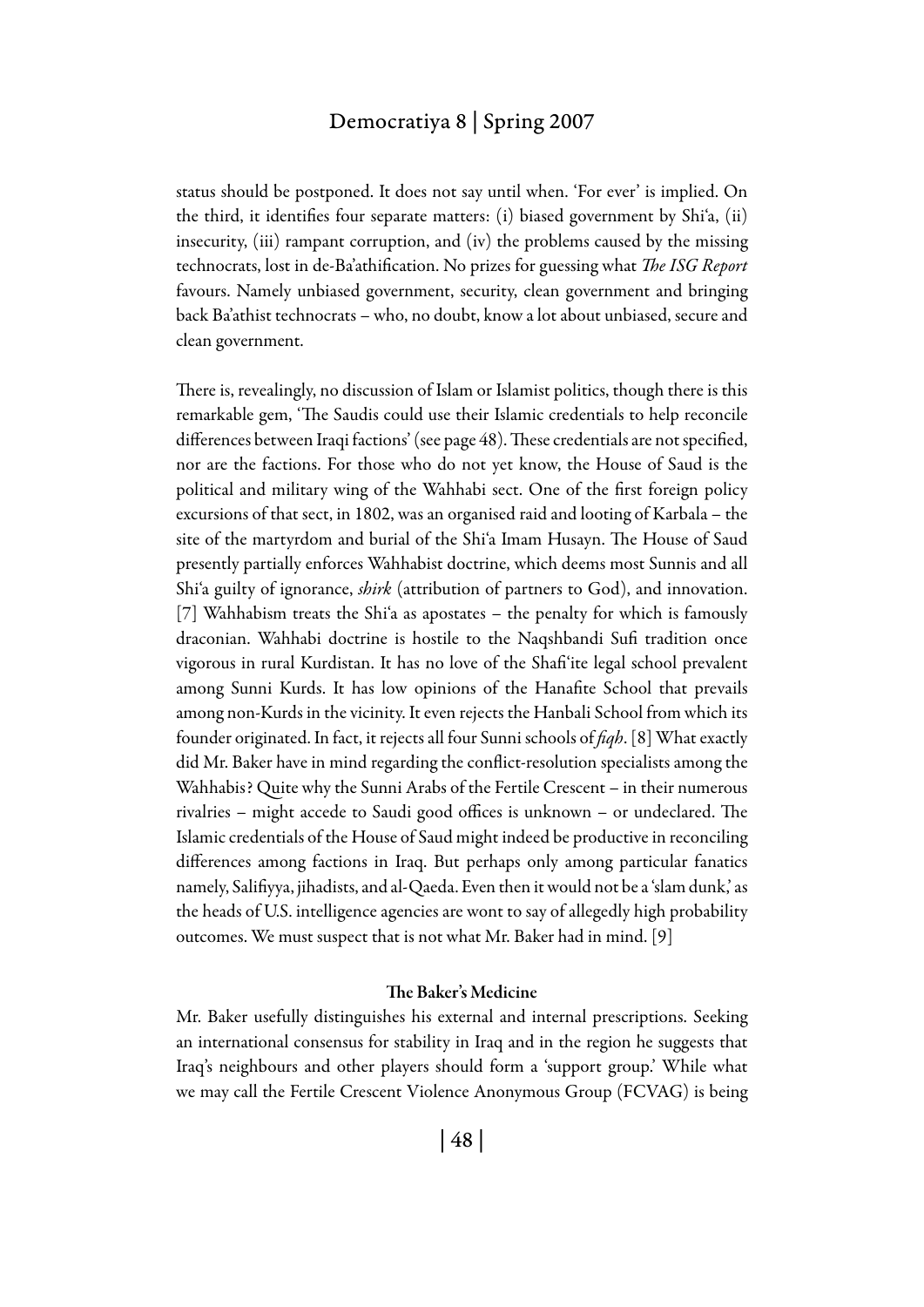status should be postponed. It does not say until when. 'For ever' is implied. On the third, it identifies four separate matters: (i) biased government by Shi'a, (ii) insecurity, (iii) rampant corruption, and (iv) the problems caused by the missing technocrats, lost in de-Ba'athification. No prizes for guessing what *The ISG Report* favours. Namely unbiased government, security, clean government and bringing back Ba'athist technocrats – who, no doubt, know a lot about unbiased, secure and clean government.

There is, revealingly, no discussion of Islam or Islamist politics, though there is this remarkable gem, 'The Saudis could use their Islamic credentials to help reconcile differences between Iraqi factions' (see page 48). These credentials are not specified, nor are the factions. For those who do not yet know, the House of Saud is the political and military wing of the Wahhabi sect. One of the first foreign policy excursions of that sect, in 1802, was an organised raid and looting of Karbala – the site of the martyrdom and burial of the Shi'a Imam Husayn. The House of Saud presently partially enforces Wahhabist doctrine, which deems most Sunnis and all Shi'a guilty of ignorance, *shirk* (attribution of partners to God), and innovation. [7] Wahhabism treats the Shi'a as apostates – the penalty for which is famously draconian. Wahhabi doctrine is hostile to the Naqshbandi Sufi tradition once vigorous in rural Kurdistan. It has no love of the Shafi'ite legal school prevalent among Sunni Kurds. It has low opinions of the Hanafite School that prevails among non-Kurds in the vicinity. It even rejects the Hanbali School from which its founder originated. In fact, it rejects all four Sunni schools of *fiqh*. [8] What exactly did Mr. Baker have in mind regarding the conflict-resolution specialists among the Wahhabis? Quite why the Sunni Arabs of the Fertile Crescent – in their numerous rivalries – might accede to Saudi good offices is unknown – or undeclared. The Islamic credentials of the House of Saud might indeed be productive in reconciling differences among factions in Iraq. But perhaps only among particular fanatics namely, Salifiyya, jihadists, and al-Qaeda. Even then it would not be a 'slam dunk,' as the heads of U.S. intelligence agencies are wont to say of allegedly high probability outcomes. We must suspect that is not what Mr. Baker had in mind. [9]

### The Baker's Medicine

Mr. Baker usefully distinguishes his external and internal prescriptions. Seeking an international consensus for stability in Iraq and in the region he suggests that Iraq's neighbours and other players should form a 'support group.' While what we may call the Fertile Crescent Violence Anonymous Group (FCVAG) is being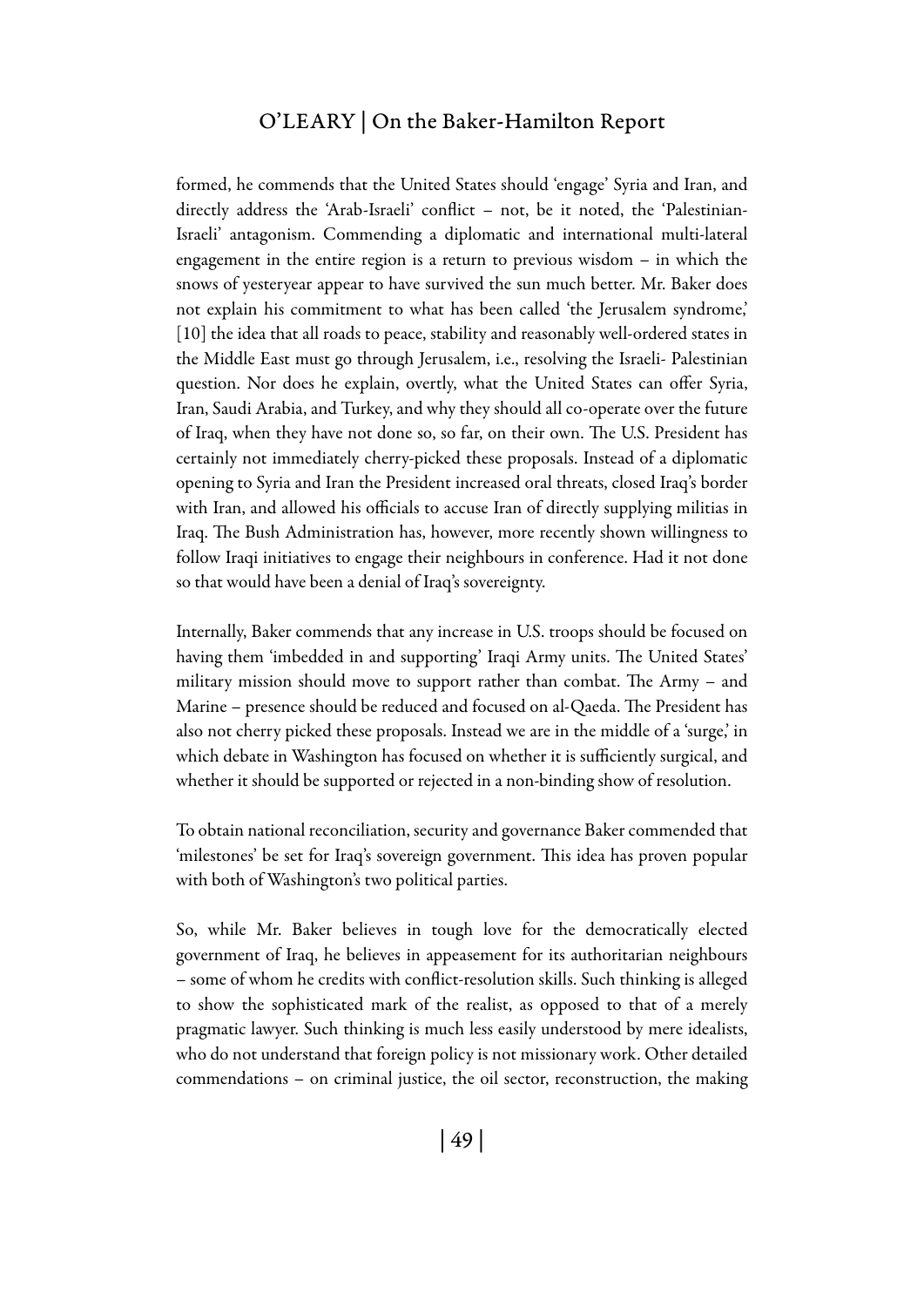formed, he commends that the United States should 'engage' Syria and Iran, and directly address the 'Arab-Israeli' conflict – not, be it noted, the 'Palestinian-Israeli' antagonism. Commending a diplomatic and international multi-lateral engagement in the entire region is a return to previous wisdom – in which the snows of yesteryear appear to have survived the sun much better. Mr. Baker does not explain his commitment to what has been called 'the Jerusalem syndrome,' [10] the idea that all roads to peace, stability and reasonably well-ordered states in the Middle East must go through Jerusalem, i.e., resolving the Israeli- Palestinian question. Nor does he explain, overtly, what the United States can offer Syria, Iran, Saudi Arabia, and Turkey, and why they should all co-operate over the future of Iraq, when they have not done so, so far, on their own. The U.S. President has certainly not immediately cherry-picked these proposals. Instead of a diplomatic opening to Syria and Iran the President increased oral threats, closed Iraq's border with Iran, and allowed his officials to accuse Iran of directly supplying militias in Iraq. The Bush Administration has, however, more recently shown willingness to follow Iraqi initiatives to engage their neighbours in conference. Had it not done so that would have been a denial of Iraq's sovereignty.

Internally, Baker commends that any increase in U.S. troops should be focused on having them 'imbedded in and supporting' Iraqi Army units. The United States' military mission should move to support rather than combat. The Army – and Marine – presence should be reduced and focused on al-Qaeda. The President has also not cherry picked these proposals. Instead we are in the middle of a 'surge,' in which debate in Washington has focused on whether it is sufficiently surgical, and whether it should be supported or rejected in a non-binding show of resolution.

To obtain national reconciliation, security and governance Baker commended that 'milestones' be set for Iraq's sovereign government. This idea has proven popular with both of Washington's two political parties.

So, while Mr. Baker believes in tough love for the democratically elected government of Iraq, he believes in appeasement for its authoritarian neighbours – some of whom he credits with conflict-resolution skills. Such thinking is alleged to show the sophisticated mark of the realist, as opposed to that of a merely pragmatic lawyer. Such thinking is much less easily understood by mere idealists, who do not understand that foreign policy is not missionary work. Other detailed commendations – on criminal justice, the oil sector, reconstruction, the making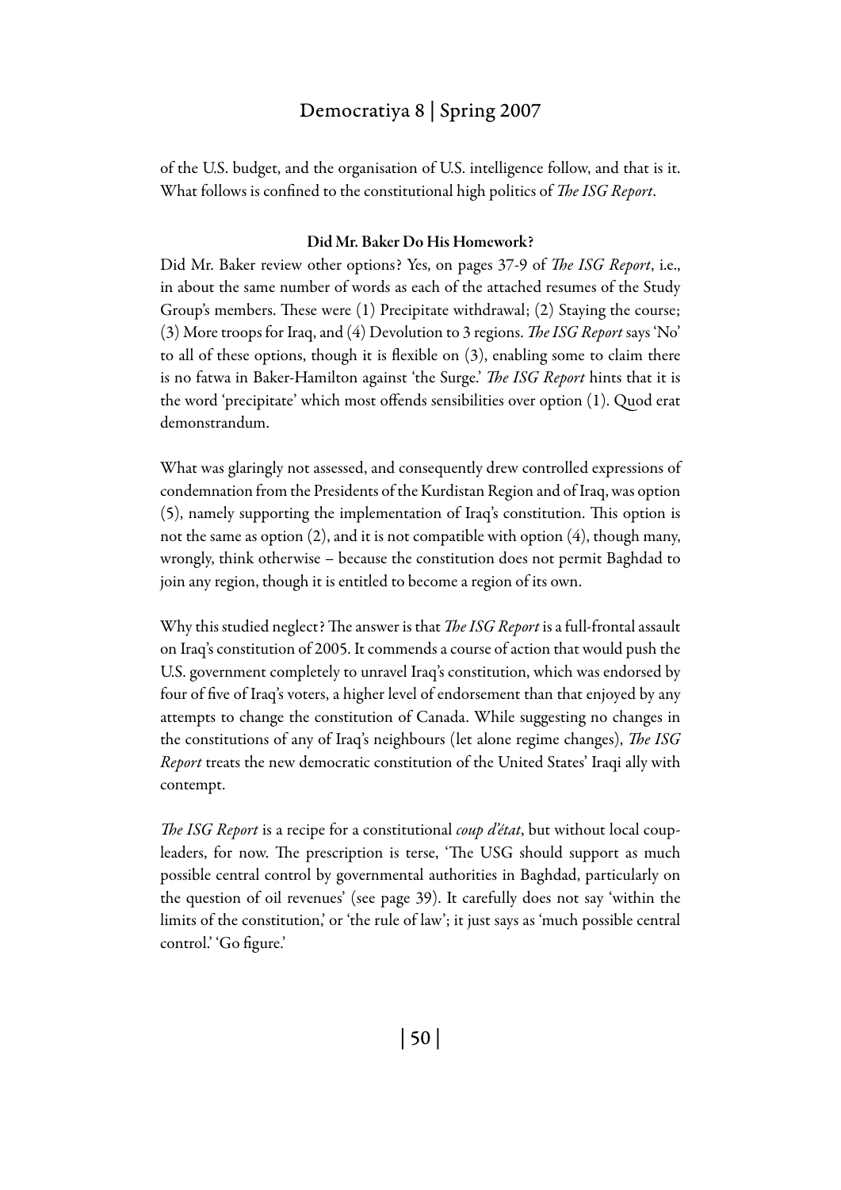of the U.S. budget, and the organisation of U.S. intelligence follow, and that is it. What follows is confined to the constitutional high politics of *The ISG Report*.

### Did Mr. Baker Do His Homework?

Did Mr. Baker review other options? Yes, on pages 37-9 of *The ISG Report*, i.e., in about the same number of words as each of the attached resumes of the Study Group's members. These were (1) Precipitate withdrawal; (2) Staying the course; (3) More troops for Iraq, and (4) Devolution to 3 regions. *The ISG Report* says 'No' to all of these options, though it is flexible on (3), enabling some to claim there is no fatwa in Baker-Hamilton against 'the Surge.' *The ISG Report* hints that it is the word 'precipitate' which most offends sensibilities over option (1). Quod erat demonstrandum.

What was glaringly not assessed, and consequently drew controlled expressions of condemnation from the Presidents of the Kurdistan Region and of Iraq, was option (5), namely supporting the implementation of Iraq's constitution. This option is not the same as option (2), and it is not compatible with option (4), though many, wrongly, think otherwise – because the constitution does not permit Baghdad to join any region, though it is entitled to become a region of its own.

Why this studied neglect? The answer is that *The ISG Report* is a full-frontal assault on Iraq's constitution of 2005. It commends a course of action that would push the U.S. government completely to unravel Iraq's constitution, which was endorsed by four of five of Iraq's voters, a higher level of endorsement than that enjoyed by any attempts to change the constitution of Canada. While suggesting no changes in the constitutions of any of Iraq's neighbours (let alone regime changes), *The ISG Report* treats the new democratic constitution of the United States' Iraqi ally with contempt.

*The ISG Report* is a recipe for a constitutional *coup d'état*, but without local coup-leaders, for now. The prescription is terse, 'The USG should support as much possible central control by governmental authorities in Baghdad, particularly on the question of oil revenues' (see page 39). It carefully does not say 'within the limits of the constitution,' or 'the rule of law'; it just says as 'much possible central control.' 'Go figure.'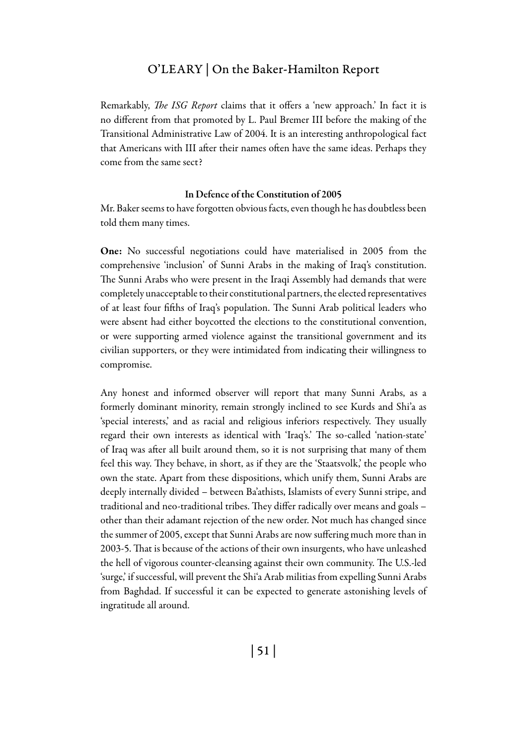Remarkably, *The ISG Report* claims that it offers a 'new approach.' In fact it is no different from that promoted by L. Paul Bremer III before the making of the Transitional Administrative Law of 2004. It is an interesting anthropological fact that Americans with III after their names often have the same ideas. Perhaps they come from the same sect?

### In Defence of the Constitution of 2005

Mr. Baker seems to have forgotten obvious facts, even though he has doubtless been told them many times.

**One:** No successful negotiations could have materialised in 2005 from the comprehensive 'inclusion' of Sunni Arabs in the making of Iraq's constitution. The Sunni Arabs who were present in the Iraqi Assembly had demands that were completely unacceptable to their constitutional partners, the elected representatives of at least four fifths of Iraq's population. The Sunni Arab political leaders who were absent had either boycotted the elections to the constitutional convention, or were supporting armed violence against the transitional government and its civilian supporters, or they were intimidated from indicating their willingness to compromise.

Any honest and informed observer will report that many Sunni Arabs, as a formerly dominant minority, remain strongly inclined to see Kurds and Shi'a as 'special interests,' and as racial and religious inferiors respectively. They usually regard their own interests as identical with 'Iraq's.' The so-called 'nation-state' of Iraq was after all built around them, so it is not surprising that many of them feel this way. They behave, in short, as if they are the 'Staatsvolk,' the people who own the state. Apart from these dispositions, which unify them, Sunni Arabs are deeply internally divided – between Ba'athists, Islamists of every Sunni stripe, and traditional and neo-traditional tribes. They differ radically over means and goals – other than their adamant rejection of the new order. Not much has changed since the summer of 2005, except that Sunni Arabs are now suffering much more than in 2003-5. That is because of the actions of their own insurgents, who have unleashed the hell of vigorous counter-cleansing against their own community. The U.S.-led 'surge,' if successful, will prevent the Shi'a Arab militias from expelling Sunni Arabs from Baghdad. If successful it can be expected to generate astonishing levels of ingratitude all around.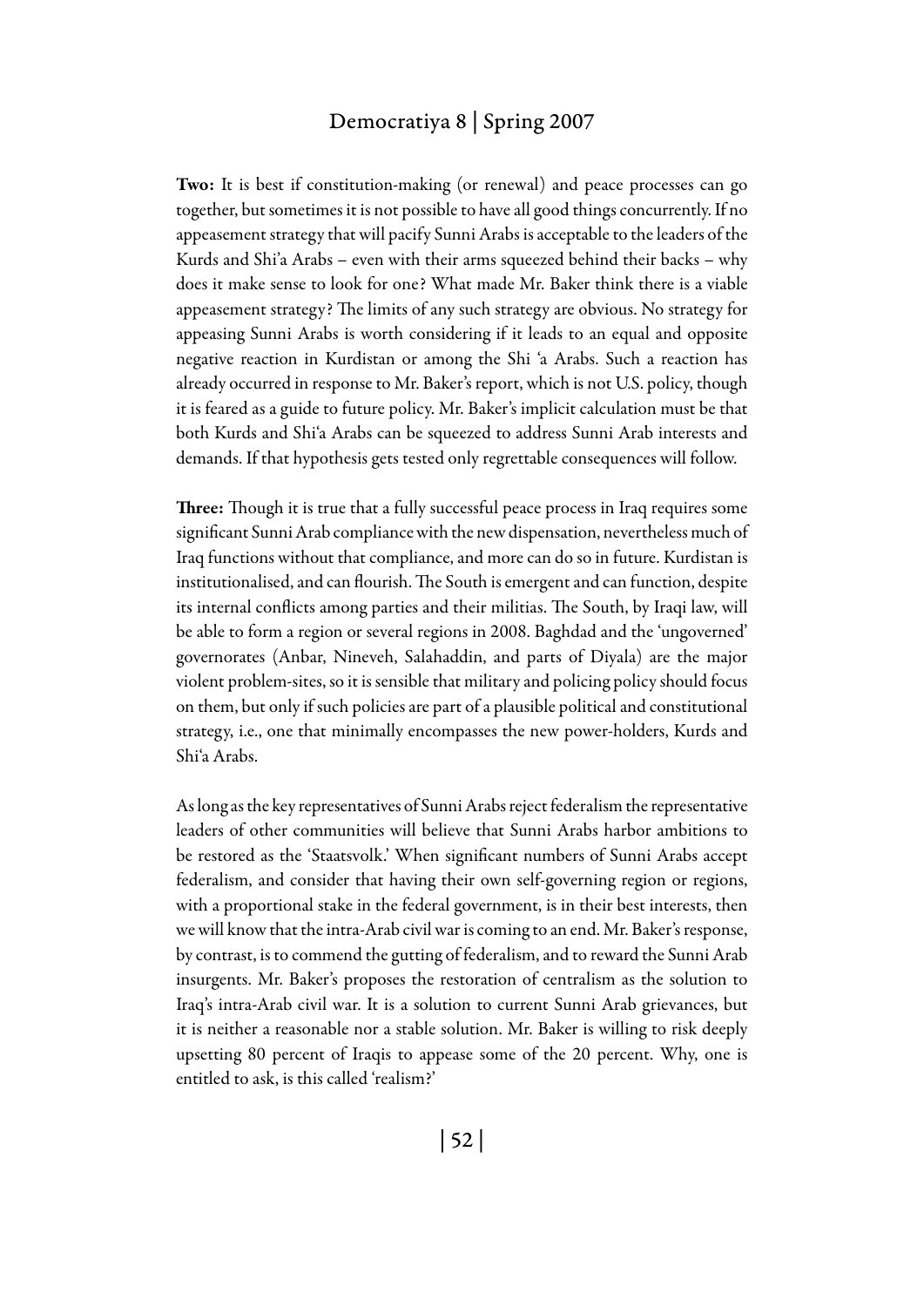**Two:** It is best if constitution-making (or renewal) and peace processes can go together, but sometimes it is not possible to have all good things concurrently. If no appeasement strategy that will pacify Sunni Arabs is acceptable to the leaders of the Kurds and Shi'a Arabs – even with their arms squeezed behind their backs – why does it make sense to look for one? What made Mr. Baker think there is a viable appeasement strategy? The limits of any such strategy are obvious. No strategy for appeasing Sunni Arabs is worth considering if it leads to an equal and opposite negative reaction in Kurdistan or among the Shi 'a Arabs. Such a reaction has already occurred in response to Mr. Baker's report, which is not U.S. policy, though it is feared as a guide to future policy. Mr. Baker's implicit calculation must be that both Kurds and Shi'a Arabs can be squeezed to address Sunni Arab interests and demands. If that hypothesis gets tested only regrettable consequences will follow.

**Three:** Though it is true that a fully successful peace process in Iraq requires some significant Sunni Arab compliance with the new dispensation, nevertheless much of Iraq functions without that compliance, and more can do so in future. Kurdistan is institutionalised, and can flourish. The South is emergent and can function, despite its internal conflicts among parties and their militias. The South, by Iraqi law, will be able to form a region or several regions in 2008. Baghdad and the 'ungoverned' governorates (Anbar, Nineveh, Salahaddin, and parts of Diyala) are the major violent problem-sites, so it is sensible that military and policing policy should focus on them, but only if such policies are part of a plausible political and constitutional strategy, i.e., one that minimally encompasses the new power-holders, Kurds and Shi'a Arabs.

As long as the key representatives of Sunni Arabs reject federalism the representative leaders of other communities will believe that Sunni Arabs harbor ambitions to be restored as the 'Staatsvolk.' When significant numbers of Sunni Arabs accept federalism, and consider that having their own self-governing region or regions, with a proportional stake in the federal government, is in their best interests, then we will know that the intra-Arab civil war is coming to an end. Mr. Baker's response, by contrast, is to commend the gutting of federalism, and to reward the Sunni Arab insurgents. Mr. Baker's proposes the restoration of centralism as the solution to Iraq's intra-Arab civil war. It is a solution to current Sunni Arab grievances, but it is neither a reasonable nor a stable solution. Mr. Baker is willing to risk deeply upsetting 80 percent of Iraqis to appease some of the 20 percent. Why, one is entitled to ask, is this called 'realism?'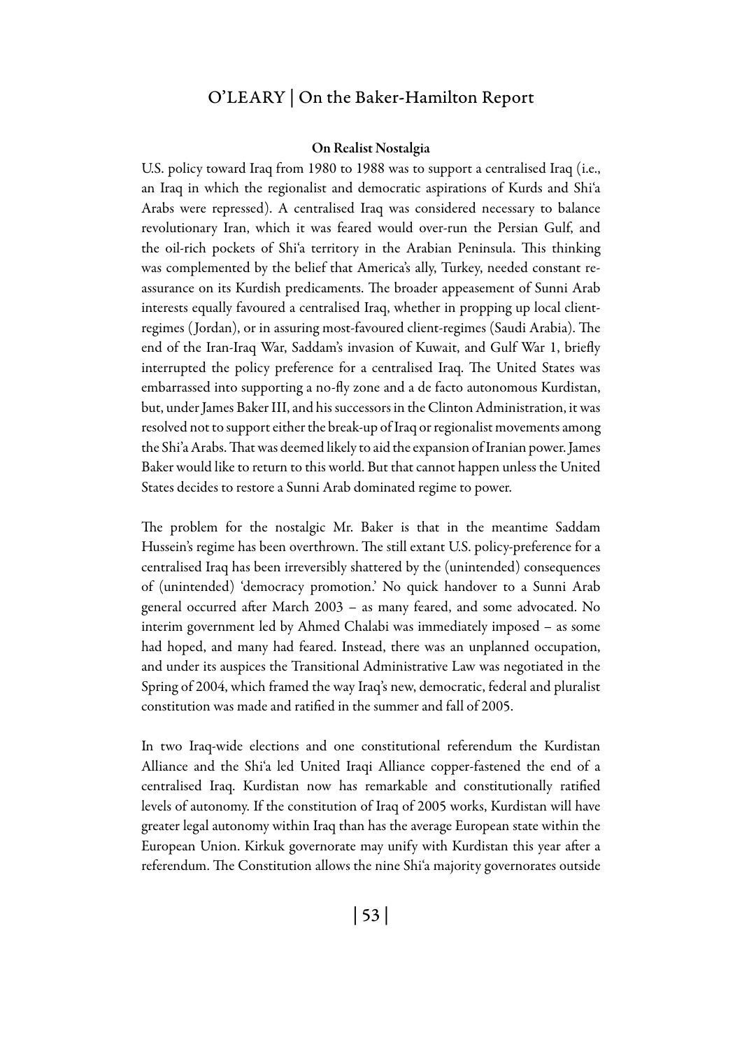### On Realist Nostalgia

U.S. policy toward Iraq from 1980 to 1988 was to support a centralised Iraq (i.e., an Iraq in which the regionalist and democratic aspirations of Kurds and Shi'a Arabs were repressed). A centralised Iraq was considered necessary to balance revolutionary Iran, which it was feared would over-run the Persian Gulf, and the oil-rich pockets of Shi'a territory in the Arabian Peninsula. This thinking was complemented by the belief that America's ally, Turkey, needed constant re-assurance on its Kurdish predicaments. The broader appeasement of Sunni Arab interests equally favoured a centralised Iraq, whether in propping up local client-regimes (Jordan), or in assuring most-favoured client-regimes (Saudi Arabia). The end of the Iran-Iraq War, Saddam's invasion of Kuwait, and Gulf War 1, briefly interrupted the policy preference for a centralised Iraq. The United States was embarrassed into supporting a no-fly zone and a de facto autonomous Kurdistan, but, under James Baker III, and his successors in the Clinton Administration, it was resolved not to support either the break-up of Iraq or regionalist movements among the Shi'a Arabs. That was deemed likely to aid the expansion of Iranian power. James Baker would like to return to this world. But that cannot happen unless the United States decides to restore a Sunni Arab dominated regime to power.

The problem for the nostalgic Mr. Baker is that in the meantime Saddam Hussein's regime has been overthrown. The still extant U.S. policy-preference for a centralised Iraq has been irreversibly shattered by the (unintended) consequences of (unintended) 'democracy promotion.' No quick handover to a Sunni Arab general occurred after March 2003 – as many feared, and some advocated. No interim government led by Ahmed Chalabi was immediately imposed – as some had hoped, and many had feared. Instead, there was an unplanned occupation, and under its auspices the Transitional Administrative Law was negotiated in the Spring of 2004, which framed the way Iraq's new, democratic, federal and pluralist constitution was made and ratified in the summer and fall of 2005.

In two Iraq-wide elections and one constitutional referendum the Kurdistan Alliance and the Shi'a led United Iraqi Alliance copper-fastened the end of a centralised Iraq. Kurdistan now has remarkable and constitutionally ratified levels of autonomy. If the constitution of Iraq of 2005 works, Kurdistan will have greater legal autonomy within Iraq than has the average European state within the European Union. Kirkuk governorate may unify with Kurdistan this year after a referendum. The Constitution allows the nine Shi'a majority governorates outside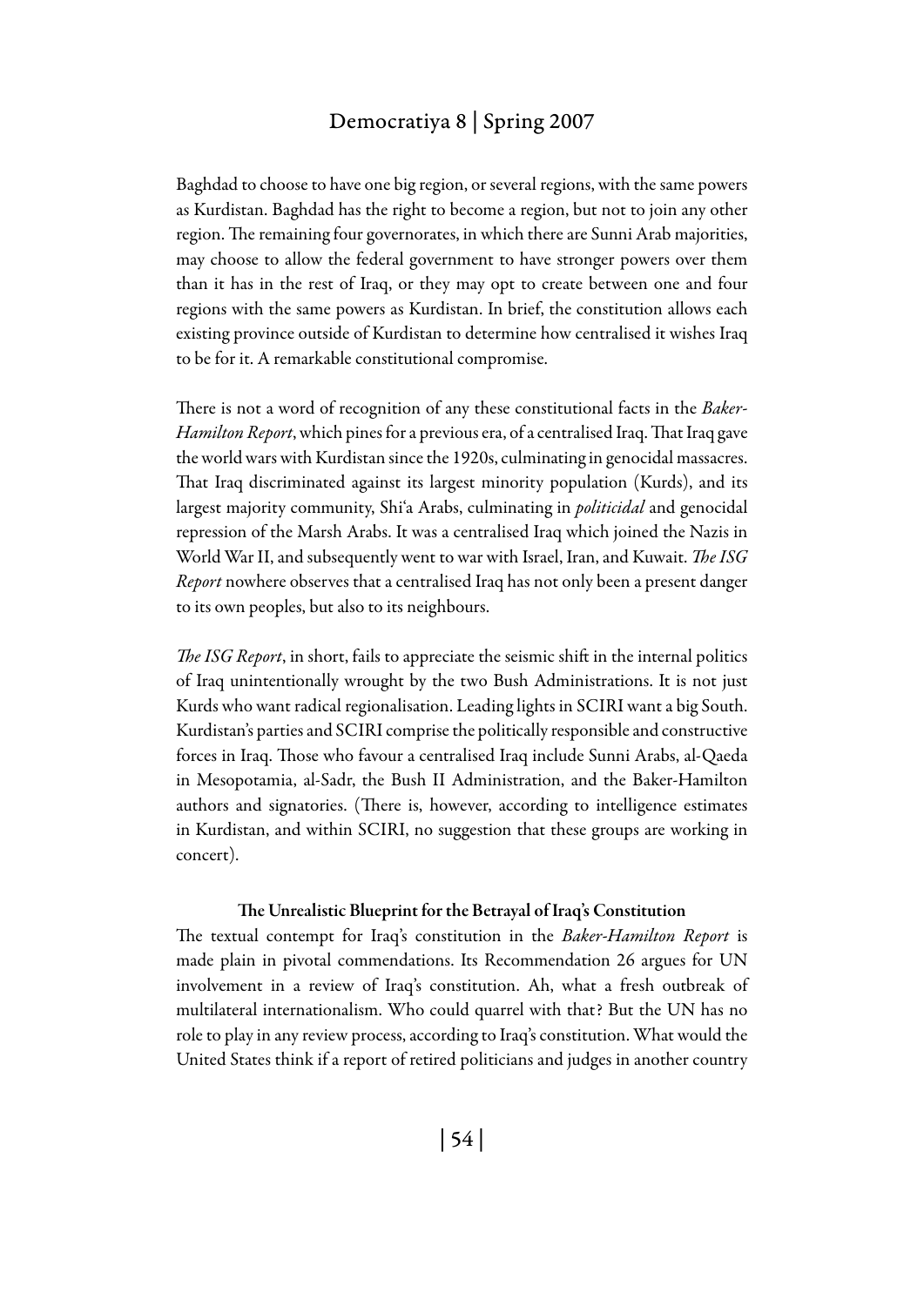Baghdad to choose to have one big region, or several regions, with the same powers as Kurdistan. Baghdad has the right to become a region, but not to join any other region. The remaining four governorates, in which there are Sunni Arab majorities, may choose to allow the federal government to have stronger powers over them than it has in the rest of Iraq, or they may opt to create between one and four regions with the same powers as Kurdistan. In brief, the constitution allows each existing province outside of Kurdistan to determine how centralised it wishes Iraq to be for it. A remarkable constitutional compromise.

There is not a word of recognition of any these constitutional facts in the *Baker-Hamilton Report*, which pines for a previous era, of a centralised Iraq. That Iraq gave the world wars with Kurdistan since the 1920s, culminating in genocidal massacres. That Iraq discriminated against its largest minority population (Kurds), and its largest majority community, Shi'a Arabs, culminating in *politicidal* and genocidal repression of the Marsh Arabs. It was a centralised Iraq which joined the Nazis in World War II, and subsequently went to war with Israel, Iran, and Kuwait. *The ISG Report* nowhere observes that a centralised Iraq has not only been a present danger to its own peoples, but also to its neighbours.

*The ISG Report*, in short, fails to appreciate the seismic shift in the internal politics of Iraq unintentionally wrought by the two Bush Administrations. It is not just Kurds who want radical regionalisation. Leading lights in SCIRI want a big South. Kurdistan's parties and SCIRI comprise the politically responsible and constructive forces in Iraq. Those who favour a centralised Iraq include Sunni Arabs, al-Qaeda in Mesopotamia, al-Sadr, the Bush II Administration, and the Baker-Hamilton authors and signatories. (There is, however, according to intelligence estimates in Kurdistan, and within SCIRI, no suggestion that these groups are working in concert).

### The Unrealistic Blueprint for the Betrayal of Iraq's Constitution

The textual contempt for Iraq's constitution in the *Baker-Hamilton Report* is made plain in pivotal commendations. Its Recommendation 26 argues for UN involvement in a review of Iraq's constitution. Ah, what a fresh outbreak of multilateral internationalism. Who could quarrel with that? But the UN has no role to play in any review process, according to Iraq's constitution. What would the United States think if a report of retired politicians and judges in another country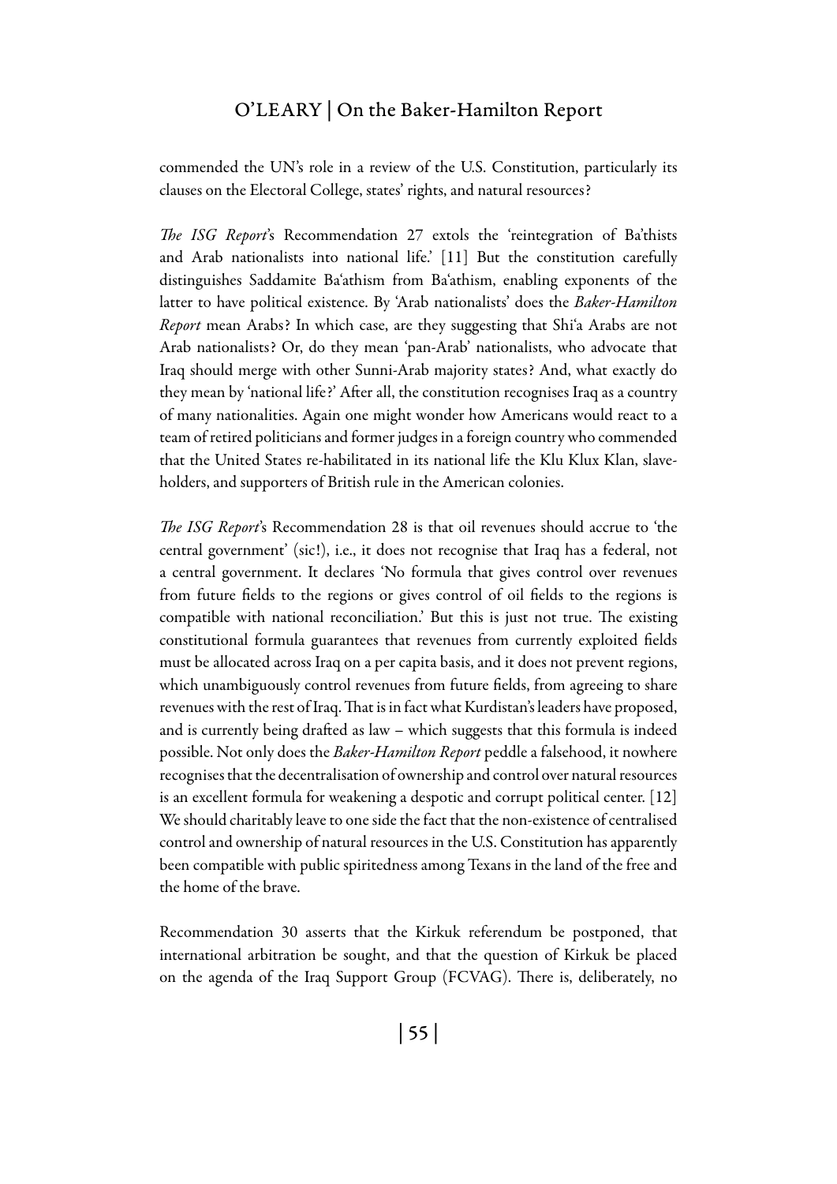commended the UN's role in a review of the U.S. Constitution, particularly its clauses on the Electoral College, states' rights, and natural resources?

*The ISG Report*'s Recommendation 27 extols the 'reintegration of Ba'thists and Arab nationalists into national life.' [11] But the constitution carefully distinguishes Saddamite Ba'athism from Ba'athism, enabling exponents of the latter to have political existence. By 'Arab nationalists' does the *Baker-Hamilton Report* mean Arabs? In which case, are they suggesting that Shi'a Arabs are not Arab nationalists? Or, do they mean 'pan-Arab' nationalists, who advocate that Iraq should merge with other Sunni-Arab majority states? And, what exactly do they mean by 'national life?' After all, the constitution recognises Iraq as a country of many nationalities. Again one might wonder how Americans would react to a team of retired politicians and former judges in a foreign country who commended that the United States re-habilitated in its national life the Klu Klux Klan, slave-holders, and supporters of British rule in the American colonies.

*The ISG Report*'s Recommendation 28 is that oil revenues should accrue to 'the central government' (sic!), i.e., it does not recognise that Iraq has a federal, not a central government. It declares 'No formula that gives control over revenues from future fields to the regions or gives control of oil fields to the regions is compatible with national reconciliation.' But this is just not true. The existing constitutional formula guarantees that revenues from currently exploited fields must be allocated across Iraq on a per capita basis, and it does not prevent regions, which unambiguously control revenues from future fields, from agreeing to share revenues with the rest of Iraq. That is in fact what Kurdistan's leaders have proposed, and is currently being drafted as law – which suggests that this formula is indeed possible. Not only does the *Baker-Hamilton Report* peddle a falsehood, it nowhere recognises that the decentralisation of ownership and control over natural resources is an excellent formula for weakening a despotic and corrupt political center. [12] We should charitably leave to one side the fact that the non-existence of centralised control and ownership of natural resources in the U.S. Constitution has apparently been compatible with public spiritedness among Texans in the land of the free and the home of the brave.

Recommendation 30 asserts that the Kirkuk referendum be postponed, that international arbitration be sought, and that the question of Kirkuk be placed on the agenda of the Iraq Support Group (FCVAG). There is, deliberately, no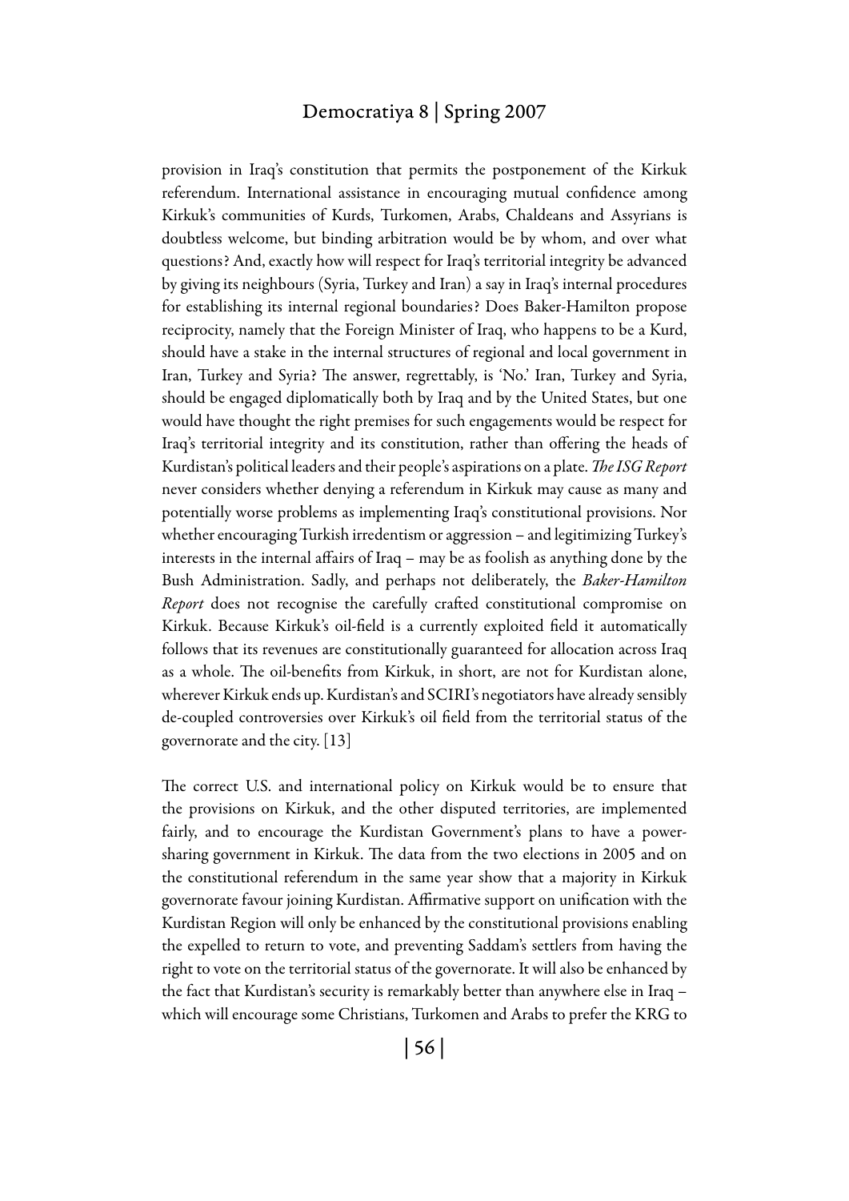provision in Iraq's constitution that permits the postponement of the Kirkuk referendum. International assistance in encouraging mutual confidence among Kirkuk's communities of Kurds, Turkomen, Arabs, Chaldeans and Assyrians is doubtless welcome, but binding arbitration would be by whom, and over what questions? And, exactly how will respect for Iraq's territorial integrity be advanced by giving its neighbours (Syria, Turkey and Iran) a say in Iraq's internal procedures for establishing its internal regional boundaries? Does Baker-Hamilton propose reciprocity, namely that the Foreign Minister of Iraq, who happens to be a Kurd, should have a stake in the internal structures of regional and local government in Iran, Turkey and Syria? The answer, regrettably, is 'No.' Iran, Turkey and Syria, should be engaged diplomatically both by Iraq and by the United States, but one would have thought the right premises for such engagements would be respect for Iraq's territorial integrity and its constitution, rather than offering the heads of Kurdistan's political leaders and their people's aspirations on a plate. *The ISG Report* never considers whether denying a referendum in Kirkuk may cause as many and potentially worse problems as implementing Iraq's constitutional provisions. Nor whether encouraging Turkish irredentism or aggression – and legitimizing Turkey's interests in the internal affairs of Iraq – may be as foolish as anything done by the Bush Administration. Sadly, and perhaps not deliberately, the *Baker-Hamilton Report* does not recognise the carefully crafted constitutional compromise on Kirkuk. Because Kirkuk's oil-field is a currently exploited field it automatically follows that its revenues are constitutionally guaranteed for allocation across Iraq as a whole. The oil-benefits from Kirkuk, in short, are not for Kurdistan alone, wherever Kirkuk ends up. Kurdistan's and SCIRI's negotiators have already sensibly de-coupled controversies over Kirkuk's oil field from the territorial status of the governorate and the city. [13]

The correct U.S. and international policy on Kirkuk would be to ensure that the provisions on Kirkuk, and the other disputed territories, are implemented fairly, and to encourage the Kurdistan Government's plans to have a power-sharing government in Kirkuk. The data from the two elections in 2005 and on the constitutional referendum in the same year show that a majority in Kirkuk governorate favour joining Kurdistan. Affirmative support on unification with the Kurdistan Region will only be enhanced by the constitutional provisions enabling the expelled to return to vote, and preventing Saddam's settlers from having the right to vote on the territorial status of the governorate. It will also be enhanced by the fact that Kurdistan's security is remarkably better than anywhere else in Iraq – which will encourage some Christians, Turkomen and Arabs to prefer the KRG to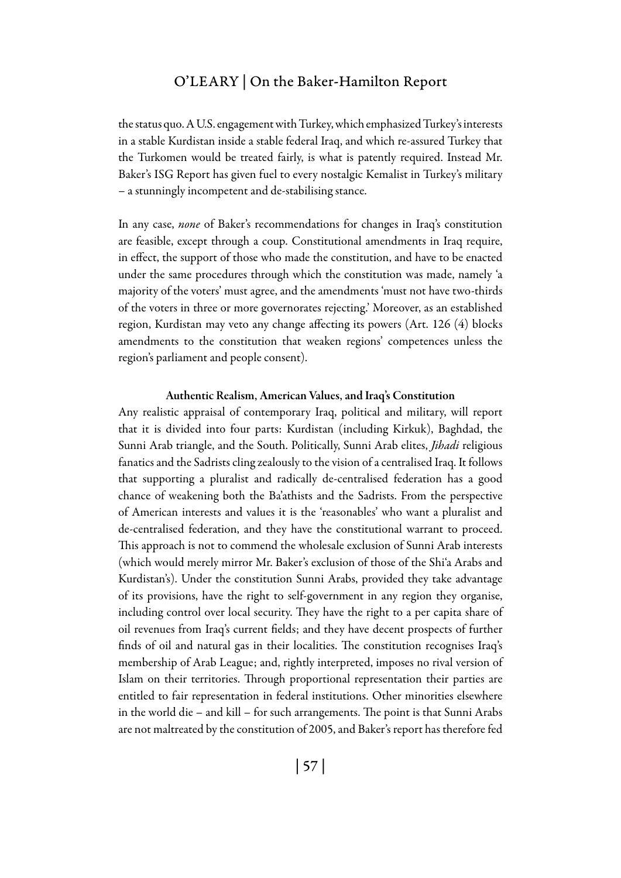the status quo. A U.S. engagement with Turkey, which emphasized Turkey's interests in a stable Kurdistan inside a stable federal Iraq, and which re-assured Turkey that the Turkomen would be treated fairly, is what is patently required. Instead Mr. Baker's ISG Report has given fuel to every nostalgic Kemalist in Turkey's military – a stunningly incompetent and de-stabilising stance.

In any case, *none* of Baker's recommendations for changes in Iraq's constitution are feasible, except through a coup. Constitutional amendments in Iraq require, in effect, the support of those who made the constitution, and have to be enacted under the same procedures through which the constitution was made, namely 'a majority of the voters' must agree, and the amendments 'must not have two-thirds of the voters in three or more governorates rejecting.' Moreover, as an established region, Kurdistan may veto any change affecting its powers (Art. 126 (4) blocks amendments to the constitution that weaken regions' competences unless the region's parliament and people consent).

### Authentic Realism, American Values, and Iraq's Constitution

Any realistic appraisal of contemporary Iraq, political and military, will report that it is divided into four parts: Kurdistan (including Kirkuk), Baghdad, the Sunni Arab triangle, and the South. Politically, Sunni Arab elites, *Jihadi* religious fanatics and the Sadrists cling zealously to the vision of a centralised Iraq. It follows that supporting a pluralist and radically de-centralised federation has a good chance of weakening both the Ba'athists and the Sadrists. From the perspective of American interests and values it is the 'reasonables' who want a pluralist and de-centralised federation, and they have the constitutional warrant to proceed. This approach is not to commend the wholesale exclusion of Sunni Arab interests (which would merely mirror Mr. Baker's exclusion of those of the Shi'a Arabs and Kurdistan's). Under the constitution Sunni Arabs, provided they take advantage of its provisions, have the right to self-government in any region they organise, including control over local security. They have the right to a per capita share of oil revenues from Iraq's current fields; and they have decent prospects of further finds of oil and natural gas in their localities. The constitution recognises Iraq's membership of Arab League; and, rightly interpreted, imposes no rival version of Islam on their territories. Through proportional representation their parties are entitled to fair representation in federal institutions. Other minorities elsewhere in the world die – and kill – for such arrangements. The point is that Sunni Arabs are not maltreated by the constitution of 2005, and Baker's report has therefore fed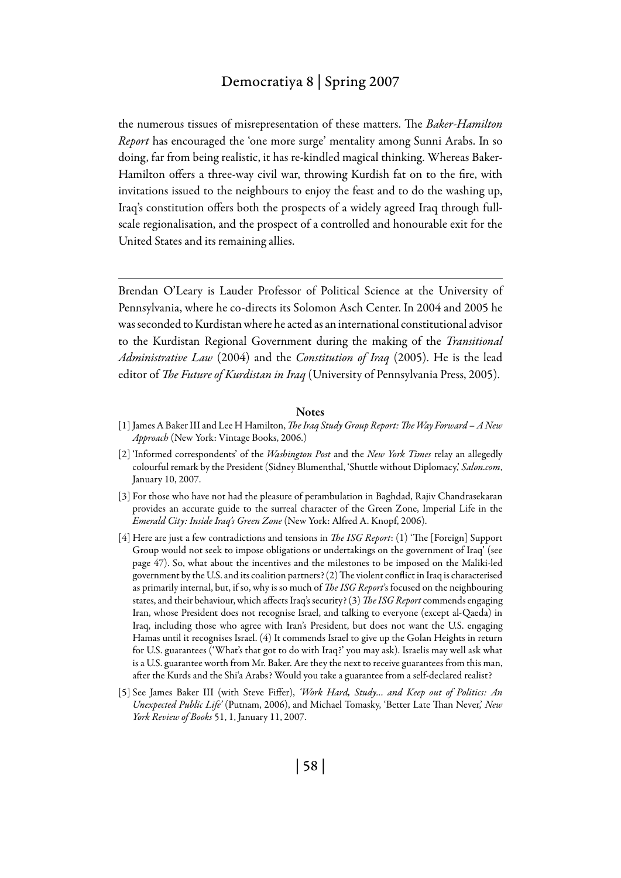the numerous tissues of misrepresentation of these matters. The *Baker-Hamilton Report* has encouraged the 'one more surge' mentality among Sunni Arabs. In so doing, far from being realistic, it has re-kindled magical thinking. Whereas Baker-Hamilton offers a three-way civil war, throwing Kurdish fat on to the fire, with invitations issued to the neighbours to enjoy the feast and to do the washing up, Iraq's constitution offers both the prospects of a widely agreed Iraq through full-scale regionalisation, and the prospect of a controlled and honourable exit for the United States and its remaining allies.

---

Brendan O'Leary is Lauder Professor of Political Science at the University of Pennsylvania, where he co-directs its Solomon Asch Center. In 2004 and 2005 he was seconded to Kurdistan where he acted as an international constitutional advisor to the Kurdistan Regional Government during the making of the *Transitional Administrative Law* (2004) and the *Constitution of Iraq* (2005). He is the lead editor of *The Future of Kurdistan in Iraq* (University of Pennsylvania Press, 2005).

## Notes

[1] James A Baker III and Lee H Hamilton, *The Iraq Study Group Report: The Way Forward – A New Approach* (New York: Vintage Books, 2006.)

[2] 'Informed correspondents' of the *Washington Post* and the *New York Times* relay an allegedly colourful remark by the President (Sidney Blumenthal, 'Shuttle without Diplomacy,' *Salon.com*, January 10, 2007.

[3] For those who have not had the pleasure of perambulation in Baghdad, Rajiv Chandrasekaran provides an accurate guide to the surreal character of the Green Zone, Imperial Life in the *Emerald City: Inside Iraq's Green Zone* (New York: Alfred A. Knopf, 2006).

[4] Here are just a few contradictions and tensions in *The ISG Report*: (1) 'The [Foreign] Support Group would not seek to impose obligations or undertakings on the government of Iraq' (see page 47). So, what about the incentives and the milestones to be imposed on the Maliki-led government by the U.S. and its coalition partners? (2) The violent conflict in Iraq is characterised as primarily internal, but, if so, why is so much of *The ISG Report*'s focused on the neighbouring states, and their behaviour, which affects Iraq's security? (3) *The ISG Report* commends engaging Iran, whose President does not recognise Israel, and talking to everyone (except al-Qaeda) in Iraq, including those who agree with Iran's President, but does not want the U.S. engaging Hamas until it recognises Israel. (4) It commends Israel to give up the Golan Heights in return for U.S. guarantees ('What's that got to do with Iraq?' you may ask). Israelis may well ask what is a U.S. guarantee worth from Mr. Baker. Are they the next to receive guarantees from this man, after the Kurds and the Shi'a Arabs? Would you take a guarantee from a self-declared realist?

[5] See James Baker III (with Steve Fiffer), *'Work Hard, Study… and Keep out of Politics: An Unexpected Public Life'* (Putnam, 2006), and Michael Tomasky, 'Better Late Than Never,' *New York Review of Books* 51, 1, January 11, 2007.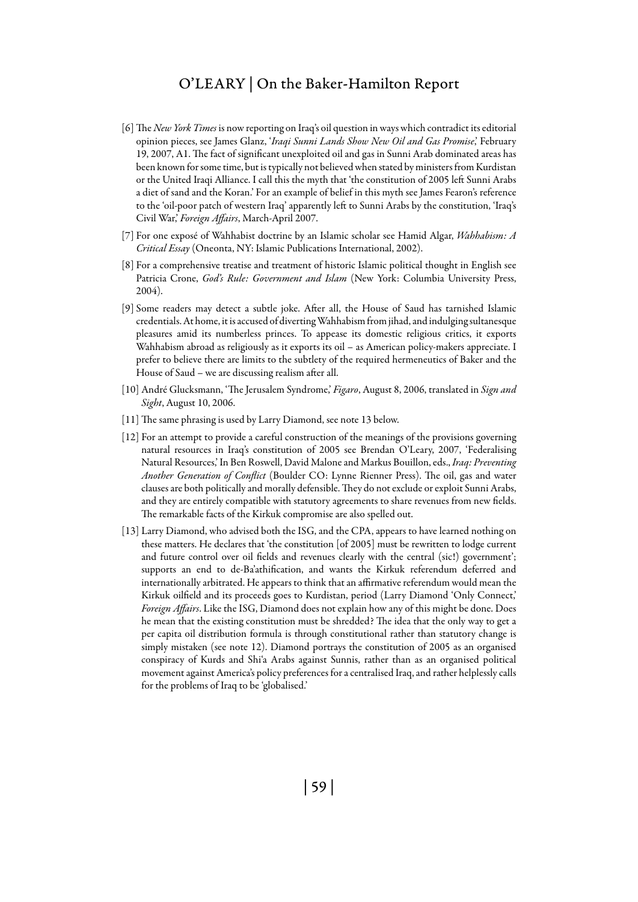[6] The *New York Times* is now reporting on Iraq's oil question in ways which contradict its editorial opinion pieces, see James Glanz, '*Iraqi Sunni Lands Show New Oil and Gas Promise*,' February 19, 2007, A1. The fact of significant unexploited oil and gas in Sunni Arab dominated areas has been known for some time, but is typically not believed when stated by ministers from Kurdistan or the United Iraqi Alliance. I call this the myth that 'the constitution of 2005 left Sunni Arabs a diet of sand and the Koran.' For an example of belief in this myth see James Fearon's reference to the 'oil-poor patch of western Iraq' apparently left to Sunni Arabs by the constitution, 'Iraq's Civil War,' *Foreign Affairs*, March-April 2007.

[7] For one exposé of Wahhabist doctrine by an Islamic scholar see Hamid Algar, *Wahhabism: A Critical Essay* (Oneonta, NY: Islamic Publications International, 2002).

[8] For a comprehensive treatise and treatment of historic Islamic political thought in English see Patricia Crone, *God's Rule: Government and Islam* (New York: Columbia University Press, 2004).

[9] Some readers may detect a subtle joke. After all, the House of Saud has tarnished Islamic credentials. At home, it is accused of diverting Wahhabism from jihad, and indulging sultanesque pleasures amid its numberless princes. To appease its domestic religious critics, it exports Wahhabism abroad as religiously as it exports its oil – as American policy-makers appreciate. I prefer to believe there are limits to the subtlety of the required hermeneutics of Baker and the House of Saud – we are discussing realism after all.

[10] André Glucksmann, 'The Jerusalem Syndrome,' *Figaro*, August 8, 2006, translated in *Sign and Sight*, August 10, 2006.

[11] The same phrasing is used by Larry Diamond, see note 13 below.

[12] For an attempt to provide a careful construction of the meanings of the provisions governing natural resources in Iraq's constitution of 2005 see Brendan O'Leary, 2007, 'Federalising Natural Resources,' In Ben Roswell, David Malone and Markus Bouillon, eds., *Iraq: Preventing Another Generation of Conflict* (Boulder CO: Lynne Rienner Press). The oil, gas and water clauses are both politically and morally defensible. They do not exclude or exploit Sunni Arabs, and they are entirely compatible with statutory agreements to share revenues from new fields. The remarkable facts of the Kirkuk compromise are also spelled out.

[13] Larry Diamond, who advised both the ISG, and the CPA, appears to have learned nothing on these matters. He declares that 'the constitution [of 2005] must be rewritten to lodge current and future control over oil fields and revenues clearly with the central (sic!) government'; supports an end to de-Ba'athification, and wants the Kirkuk referendum deferred and internationally arbitrated. He appears to think that an affirmative referendum would mean the Kirkuk oilfield and its proceeds goes to Kurdistan, period (Larry Diamond 'Only Connect,' *Foreign Affairs*. Like the ISG, Diamond does not explain how any of this might be done. Does he mean that the existing constitution must be shredded? The idea that the only way to get a per capita oil distribution formula is through constitutional rather than statutory change is simply mistaken (see note 12). Diamond portrays the constitution of 2005 as an organised conspiracy of Kurds and Shi'a Arabs against Sunnis, rather than as an organised political movement against America's policy preferences for a centralised Iraq, and rather helplessly calls for the problems of Iraq to be 'globalised.'